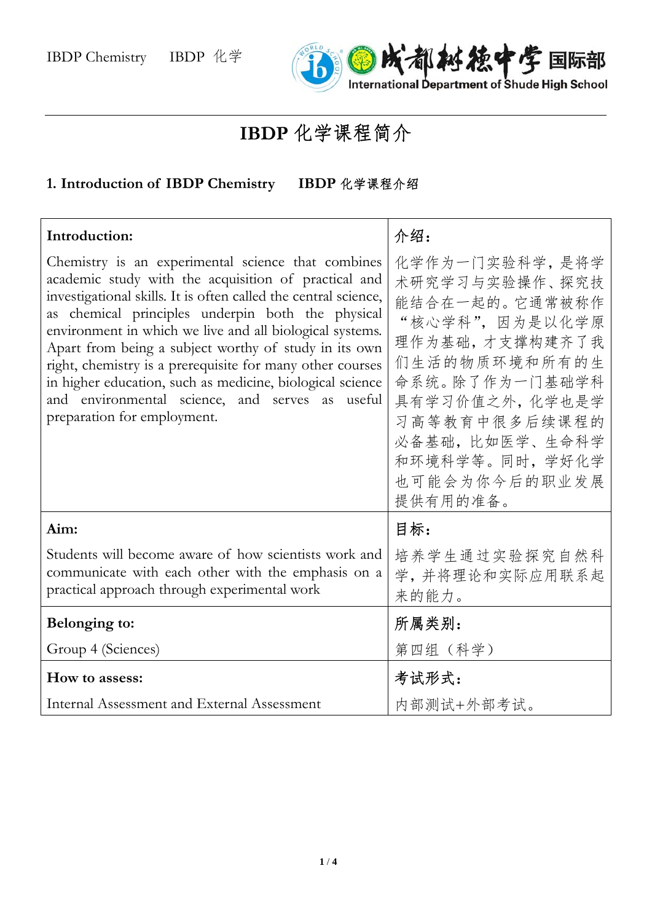# IBDP 化学课程简介

## 1. Introduction of IBDP Chemistry　IBDP 化学课程介绍

| **Introduction:** Chemistry is an experimental science that combines academic study with the acquisition of practical and investigational skills. It is often called the central science, as chemical principles underpin both the physical environment in which we live and all biological systems. Apart from being a subject worthy of study in its own right, chemistry is a prerequisite for many other courses in higher education, such as medicine, biological science and environmental science, and serves as useful preparation for employment. | **介绍：** 化学作为一门实验科学，是将学术研究学习与实验操作、探究技能结合在一起的。它通常被称作"核心学科"，因为是以化学原理作为基础，才支撑构建齐了我们生活的物质环境和所有的生命系统。除了作为一门基础学科具有学习价值之外，化学也是学习高等教育中很多后续课程的必备基础，比如医学、生命科学和环境科学等。同时，学好化学也可能会为你今后的职业发展提供有用的准备。 |
|---|---|
| **Aim:** Students will become aware of how scientists work and communicate with each other with the emphasis on a practical approach through experimental work | **目标：** 培养学生通过实验探究自然科学，并将理论和实际应用联系起来的能力。 |
| **Belonging to:** Group 4 (Sciences) | **所属类别：** 第四组（科学） |
| **How to assess:** Internal Assessment and External Assessment | **考试形式：** 内部测试+外部考试。 |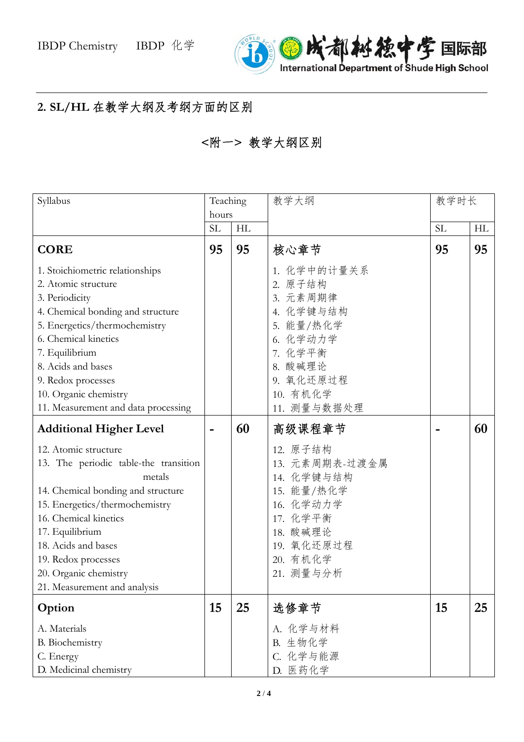## 2. SL/HL 在教学大纲及考纲方面的区别

### <附一> 教学大纲区别

| Syllabus | Teaching hours | | 教学大纲 | 教学时长 | |
|---|---|---|---|---|---|
| | SL | HL | | SL | HL |
| **CORE** | **95** | **95** | **核心章节** | **95** | **95** |
| 1. Stoichiometric relationships<br>2. Atomic structure<br>3. Periodicity<br>4. Chemical bonding and structure<br>5. Energetics/thermochemistry<br>6. Chemical kinetics<br>7. Equilibrium<br>8. Acids and bases<br>9. Redox processes<br>10. Organic chemistry<br>11. Measurement and data processing | | | 1. 化学中的计量关系<br>2. 原子结构<br>3. 元素周期律<br>4. 化学键与结构<br>5. 能量/热化学<br>6. 化学动力学<br>7. 化学平衡<br>8. 酸碱理论<br>9. 氧化还原过程<br>10. 有机化学<br>11. 测量与数据处理 | | |
| **Additional Higher Level** | **-** | **60** | **高级课程章节** | **-** | **60** |
| 12. Atomic structure<br>13. The periodic table-the transition metals<br>14. Chemical bonding and structure<br>15. Energetics/thermochemistry<br>16. Chemical kinetics<br>17. Equilibrium<br>18. Acids and bases<br>19. Redox processes<br>20. Organic chemistry<br>21. Measurement and analysis | | | 12. 原子结构<br>13. 元素周期表-过渡金属<br>14. 化学键与结构<br>15. 能量/热化学<br>16. 化学动力学<br>17. 化学平衡<br>18. 酸碱理论<br>19. 氧化还原过程<br>20. 有机化学<br>21. 测量与分析 | | |
| **Option** | **15** | **25** | **选修章节** | **15** | **25** |
| A. Materials<br>B. Biochemistry<br>C. Energy<br>D. Medicinal chemistry | | | A. 化学与材料<br>B. 生物化学<br>C. 化学与能源<br>D. 医药化学 | | |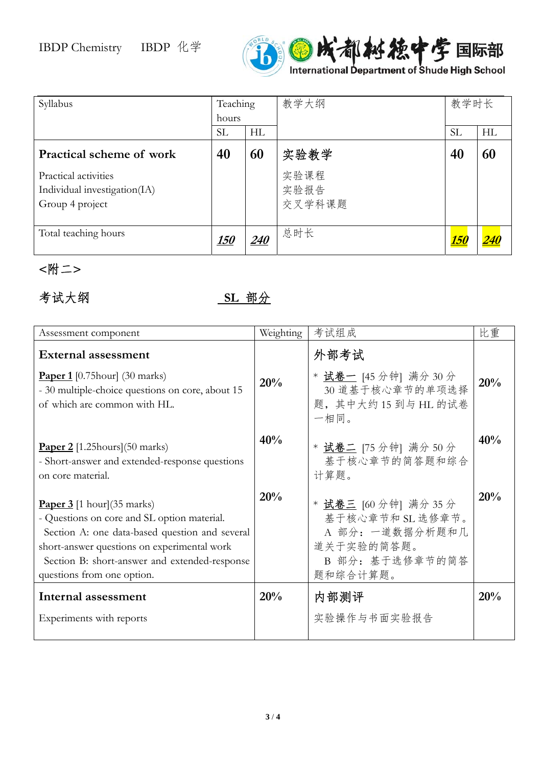| Syllabus | Teaching hours | | 教学大纲 | 教学时长 | |
|---|---|---|---|---|---|
| | SL | HL | | SL | HL |
| **Practical scheme of work**<br>Practical activities<br>Individual investigation(IA)<br>Group 4 project | **40** | **60** | **实验教学**<br>实验课程<br>实验报告<br>交叉学科课题 | **40** | **60** |
| Total teaching hours | ***150*** | ***240*** | 总时长 | ***150*** | ***240*** |

<附二>

考试大纲　　　　　　　　**SL 部分**

| Assessment component | Weighting | 考试组成 | 比重 |
|---|---|---|---|
| **External assessment** | | **外部考试** | |
| **Paper 1** [0.75hour] (30 marks)<br>- 30 multiple-choice questions on core, about 15 of which are common with HL. | **20%** | * **试卷一** [45 分钟] 满分 30 分<br>30 道基于核心章节的单项选择题，其中大约 15 到与 HL 的试卷一相同。 | **20%** |
| **Paper 2** [1.25hours](50 marks)<br>- Short-answer and extended-response questions on core material. | **40%** | * **试卷二** [75 分钟] 满分 50 分<br>基于核心章节的简答题和综合计算题。 | **40%** |
| **Paper 3** [1 hour](35 marks)<br>- Questions on core and SL option material.<br>Section A: one data-based question and several short-answer questions on experimental work<br>Section B: short-answer and extended-response questions from one option. | **20%** | * **试卷三** [60 分钟] 满分 35 分<br>基于核心章节和 SL 选修章节。<br>A 部分：一道数据分析题和几道关于实验的简答题。<br>B 部分：基于选修章节的简答题和综合计算题。 | **20%** |
| **Internal assessment**<br>Experiments with reports | **20%** | **内部测评**<br>实验操作与书面实验报告 | **20%** |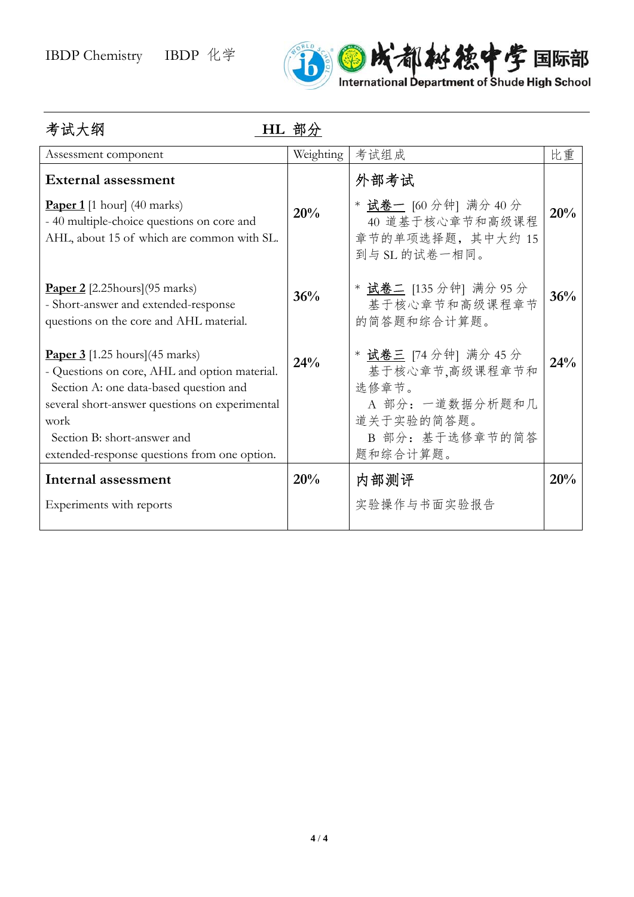考试大纲 **HL 部分**

| Assessment component | Weighting | 考试组成 | 比重 |
| --- | --- | --- | --- |
| **External assessment** | | **外部考试** | |
| **Paper 1** [1 hour] (40 marks)<br>- 40 multiple-choice questions on core and AHL, about 15 of which are common with SL. | **20%** | * **试卷一** [60 分钟] 满分 40 分<br>40 道基于核心章节和高级课程章节的单项选择题，其中大约 15 到与 SL 的试卷一相同。 | **20%** |
| **Paper 2** [2.25hours](95 marks)<br>- Short-answer and extended-response questions on the core and AHL material. | **36%** | * **试卷二** [135 分钟] 满分 95 分<br>基于核心章节和高级课程章节的简答题和综合计算题。 | **36%** |
| **Paper 3** [1.25 hours](45 marks)<br>- Questions on core, AHL and option material.<br>Section A: one data-based question and several short-answer questions on experimental work<br>Section B: short-answer and extended-response questions from one option. | **24%** | * **试卷三** [74 分钟] 满分 45 分<br>基于核心章节,高级课程章节和选修章节。<br>A 部分：一道数据分析题和几道关于实验的简答题。<br>B 部分：基于选修章节的简答题和综合计算题。 | **24%** |
| **Internal assessment**<br>Experiments with reports | **20%** | **内部测评**<br>实验操作与书面实验报告 | **20%** |